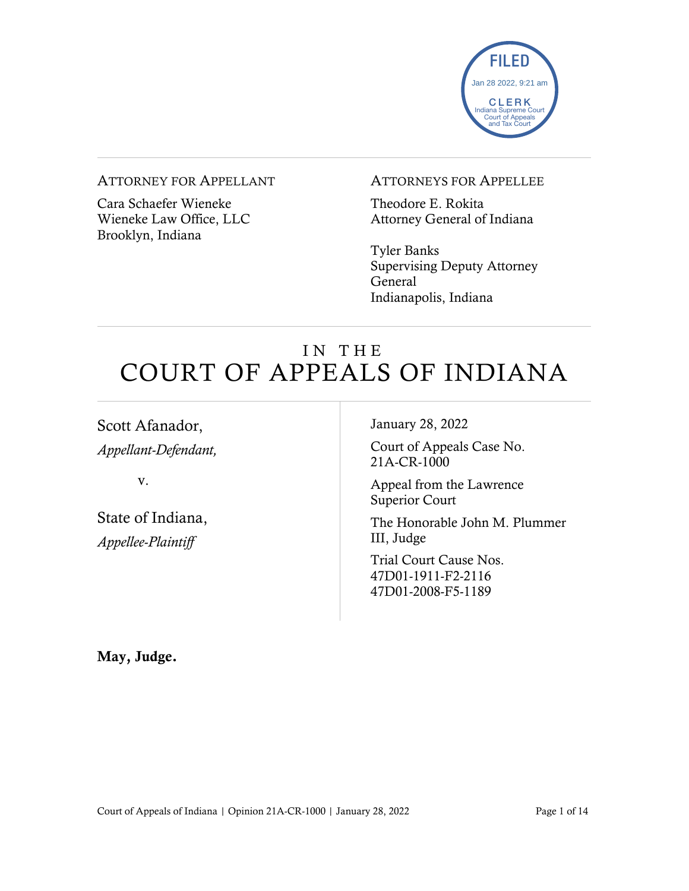FILED
Jan 28 2022, 9:21 am
CLERK
Indiana Supreme Court
Court of Appeals
and Tax Court

ATTORNEY FOR APPELLANT

Cara Schaefer Wieneke
Wieneke Law Office, LLC
Brooklyn, Indiana

ATTORNEYS FOR APPELLEE

Theodore E. Rokita
Attorney General of Indiana

Tyler Banks
Supervising Deputy Attorney General
Indianapolis, Indiana

# IN THE COURT OF APPEALS OF INDIANA

Scott Afanador,
*Appellant-Defendant,*

v.

State of Indiana,
*Appellee-Plaintiff*

January 28, 2022

Court of Appeals Case No. 21A-CR-1000

Appeal from the Lawrence Superior Court

The Honorable John M. Plummer III, Judge

Trial Court Cause Nos. 47D01-1911-F2-2116 47D01-2008-F5-1189

**May, Judge.**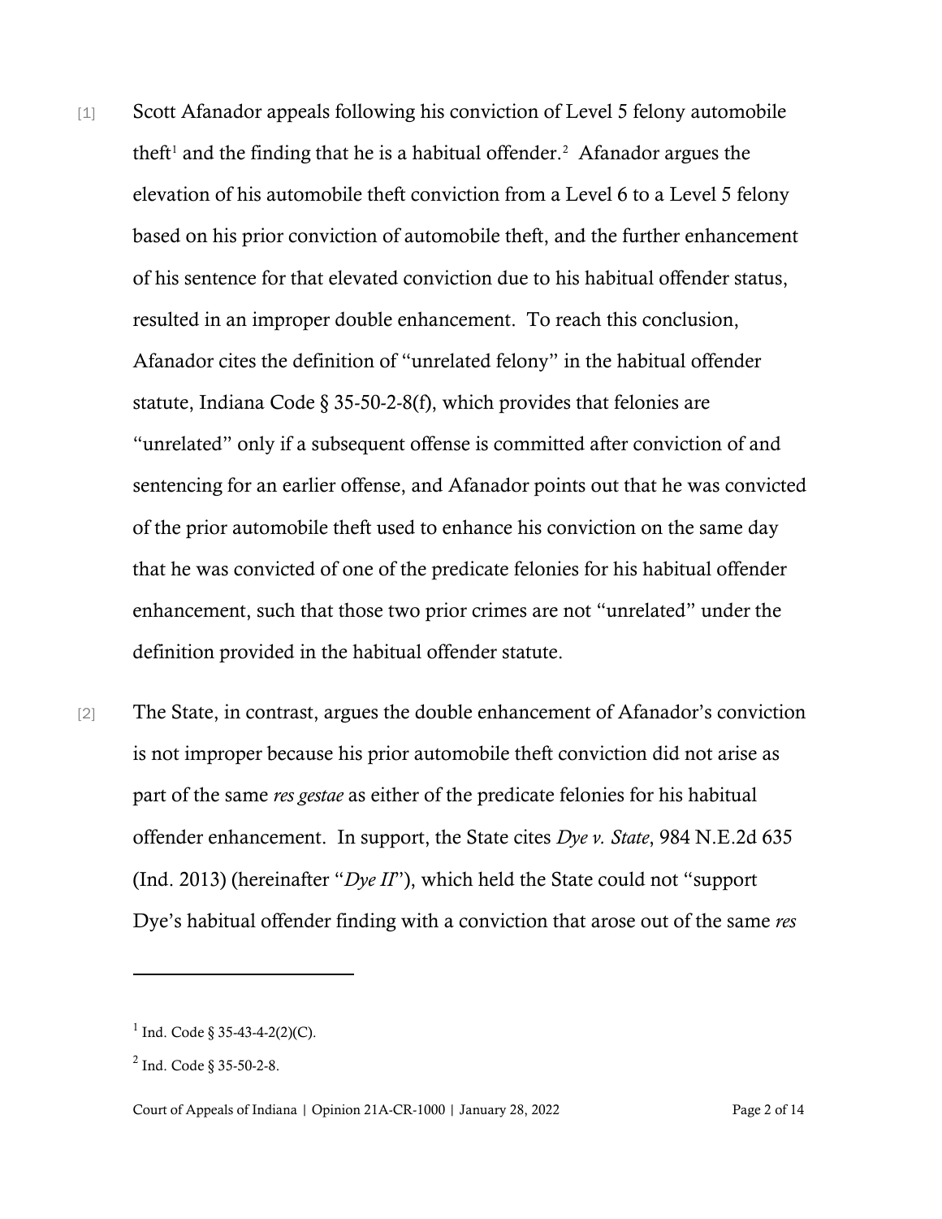[1] Scott Afanador appeals following his conviction of Level 5 felony automobile theft[1] and the finding that he is a habitual offender.[2] Afanador argues the elevation of his automobile theft conviction from a Level 6 to a Level 5 felony based on his prior conviction of automobile theft, and the further enhancement of his sentence for that elevated conviction due to his habitual offender status, resulted in an improper double enhancement. To reach this conclusion, Afanador cites the definition of "unrelated felony" in the habitual offender statute, Indiana Code § 35-50-2-8(f), which provides that felonies are "unrelated" only if a subsequent offense is committed after conviction of and sentencing for an earlier offense, and Afanador points out that he was convicted of the prior automobile theft used to enhance his conviction on the same day that he was convicted of one of the predicate felonies for his habitual offender enhancement, such that those two prior crimes are not "unrelated" under the definition provided in the habitual offender statute.

[2] The State, in contrast, argues the double enhancement of Afanador's conviction is not improper because his prior automobile theft conviction did not arise as part of the same *res gestae* as either of the predicate felonies for his habitual offender enhancement. In support, the State cites *Dye v. State*, 984 N.E.2d 635 (Ind. 2013) (hereinafter "*Dye II*"), which held the State could not "support Dye's habitual offender finding with a conviction that arose out of the same *res*

---

[1] Ind. Code § 35-43-4-2(2)(C).

[2] Ind. Code § 35-50-2-8.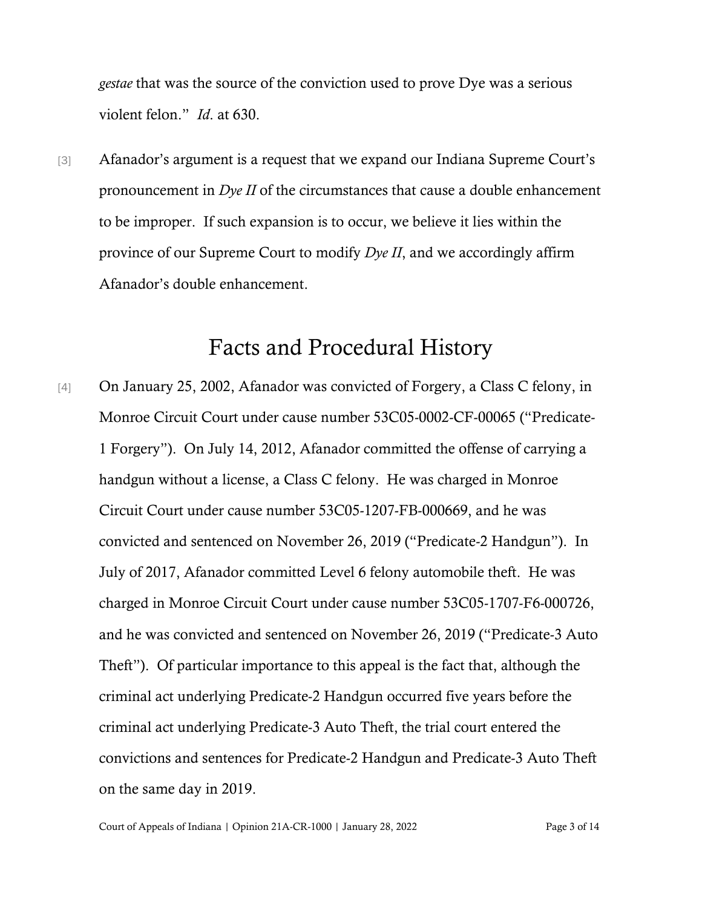*gestae* that was the source of the conviction used to prove Dye was a serious violent felon." *Id*. at 630.

[3] Afanador's argument is a request that we expand our Indiana Supreme Court's pronouncement in *Dye II* of the circumstances that cause a double enhancement to be improper. If such expansion is to occur, we believe it lies within the province of our Supreme Court to modify *Dye II*, and we accordingly affirm Afanador's double enhancement.

# Facts and Procedural History

[4] On January 25, 2002, Afanador was convicted of Forgery, a Class C felony, in Monroe Circuit Court under cause number 53C05-0002-CF-00065 ("Predicate-1 Forgery"). On July 14, 2012, Afanador committed the offense of carrying a handgun without a license, a Class C felony. He was charged in Monroe Circuit Court under cause number 53C05-1207-FB-000669, and he was convicted and sentenced on November 26, 2019 ("Predicate-2 Handgun"). In July of 2017, Afanador committed Level 6 felony automobile theft. He was charged in Monroe Circuit Court under cause number 53C05-1707-F6-000726, and he was convicted and sentenced on November 26, 2019 ("Predicate-3 Auto Theft"). Of particular importance to this appeal is the fact that, although the criminal act underlying Predicate-2 Handgun occurred five years before the criminal act underlying Predicate-3 Auto Theft, the trial court entered the convictions and sentences for Predicate-2 Handgun and Predicate-3 Auto Theft on the same day in 2019.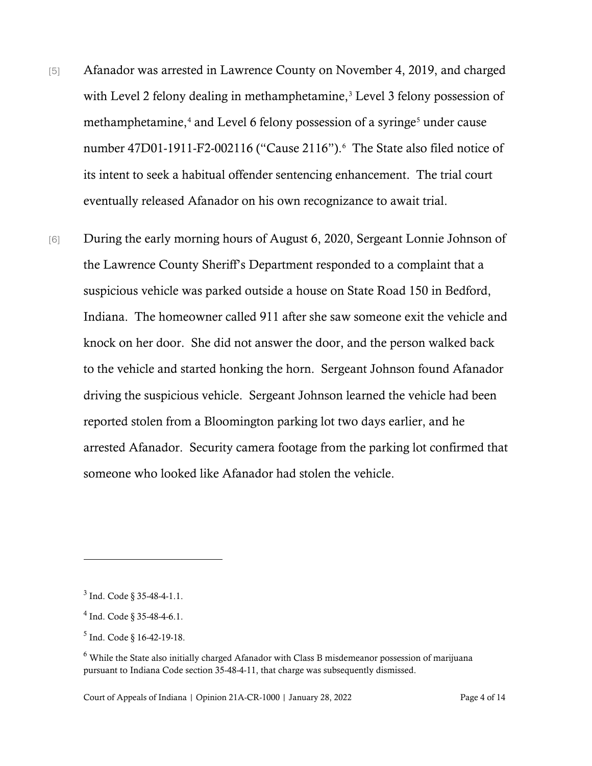[5] Afanador was arrested in Lawrence County on November 4, 2019, and charged with Level 2 felony dealing in methamphetamine,[3] Level 3 felony possession of methamphetamine,[4] and Level 6 felony possession of a syringe[5] under cause number 47D01-1911-F2-002116 ("Cause 2116").[6] The State also filed notice of its intent to seek a habitual offender sentencing enhancement. The trial court eventually released Afanador on his own recognizance to await trial.

[6] During the early morning hours of August 6, 2020, Sergeant Lonnie Johnson of the Lawrence County Sheriff's Department responded to a complaint that a suspicious vehicle was parked outside a house on State Road 150 in Bedford, Indiana. The homeowner called 911 after she saw someone exit the vehicle and knock on her door. She did not answer the door, and the person walked back to the vehicle and started honking the horn. Sergeant Johnson found Afanador driving the suspicious vehicle. Sergeant Johnson learned the vehicle had been reported stolen from a Bloomington parking lot two days earlier, and he arrested Afanador. Security camera footage from the parking lot confirmed that someone who looked like Afanador had stolen the vehicle.

---

[3] Ind. Code § 35-48-4-1.1.

[4] Ind. Code § 35-48-4-6.1.

[5] Ind. Code § 16-42-19-18.

[6] While the State also initially charged Afanador with Class B misdemeanor possession of marijuana pursuant to Indiana Code section 35-48-4-11, that charge was subsequently dismissed.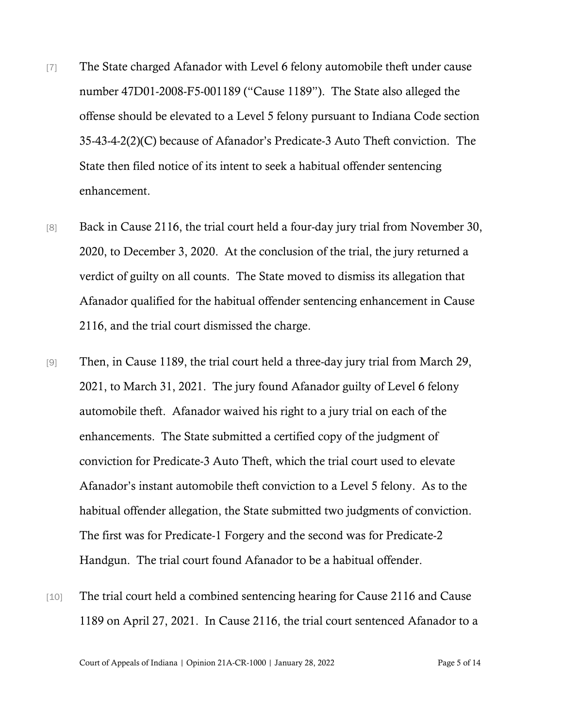[7] The State charged Afanador with Level 6 felony automobile theft under cause number 47D01-2008-F5-001189 ("Cause 1189"). The State also alleged the offense should be elevated to a Level 5 felony pursuant to Indiana Code section 35-43-4-2(2)(C) because of Afanador's Predicate-3 Auto Theft conviction. The State then filed notice of its intent to seek a habitual offender sentencing enhancement.

[8] Back in Cause 2116, the trial court held a four-day jury trial from November 30, 2020, to December 3, 2020. At the conclusion of the trial, the jury returned a verdict of guilty on all counts. The State moved to dismiss its allegation that Afanador qualified for the habitual offender sentencing enhancement in Cause 2116, and the trial court dismissed the charge.

[9] Then, in Cause 1189, the trial court held a three-day jury trial from March 29, 2021, to March 31, 2021. The jury found Afanador guilty of Level 6 felony automobile theft. Afanador waived his right to a jury trial on each of the enhancements. The State submitted a certified copy of the judgment of conviction for Predicate-3 Auto Theft, which the trial court used to elevate Afanador's instant automobile theft conviction to a Level 5 felony. As to the habitual offender allegation, the State submitted two judgments of conviction. The first was for Predicate-1 Forgery and the second was for Predicate-2 Handgun. The trial court found Afanador to be a habitual offender.

[10] The trial court held a combined sentencing hearing for Cause 2116 and Cause 1189 on April 27, 2021. In Cause 2116, the trial court sentenced Afanador to a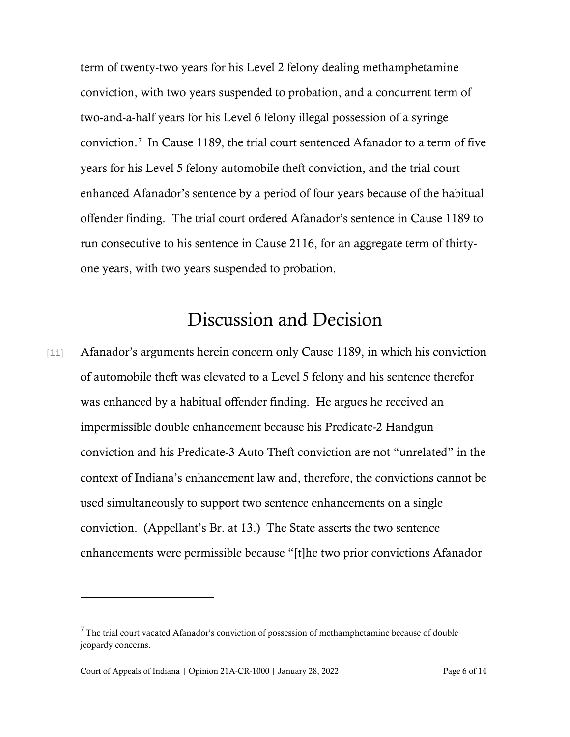term of twenty-two years for his Level 2 felony dealing methamphetamine conviction, with two years suspended to probation, and a concurrent term of two-and-a-half years for his Level 6 felony illegal possession of a syringe conviction.[7] In Cause 1189, the trial court sentenced Afanador to a term of five years for his Level 5 felony automobile theft conviction, and the trial court enhanced Afanador's sentence by a period of four years because of the habitual offender finding. The trial court ordered Afanador's sentence in Cause 1189 to run consecutive to his sentence in Cause 2116, for an aggregate term of thirty-one years, with two years suspended to probation.

# Discussion and Decision

[11] Afanador's arguments herein concern only Cause 1189, in which his conviction of automobile theft was elevated to a Level 5 felony and his sentence therefor was enhanced by a habitual offender finding. He argues he received an impermissible double enhancement because his Predicate-2 Handgun conviction and his Predicate-3 Auto Theft conviction are not "unrelated" in the context of Indiana's enhancement law and, therefore, the convictions cannot be used simultaneously to support two sentence enhancements on a single conviction. (Appellant's Br. at 13.) The State asserts the two sentence enhancements were permissible because "[t]he two prior convictions Afanador

---

[7] The trial court vacated Afanador's conviction of possession of methamphetamine because of double jeopardy concerns.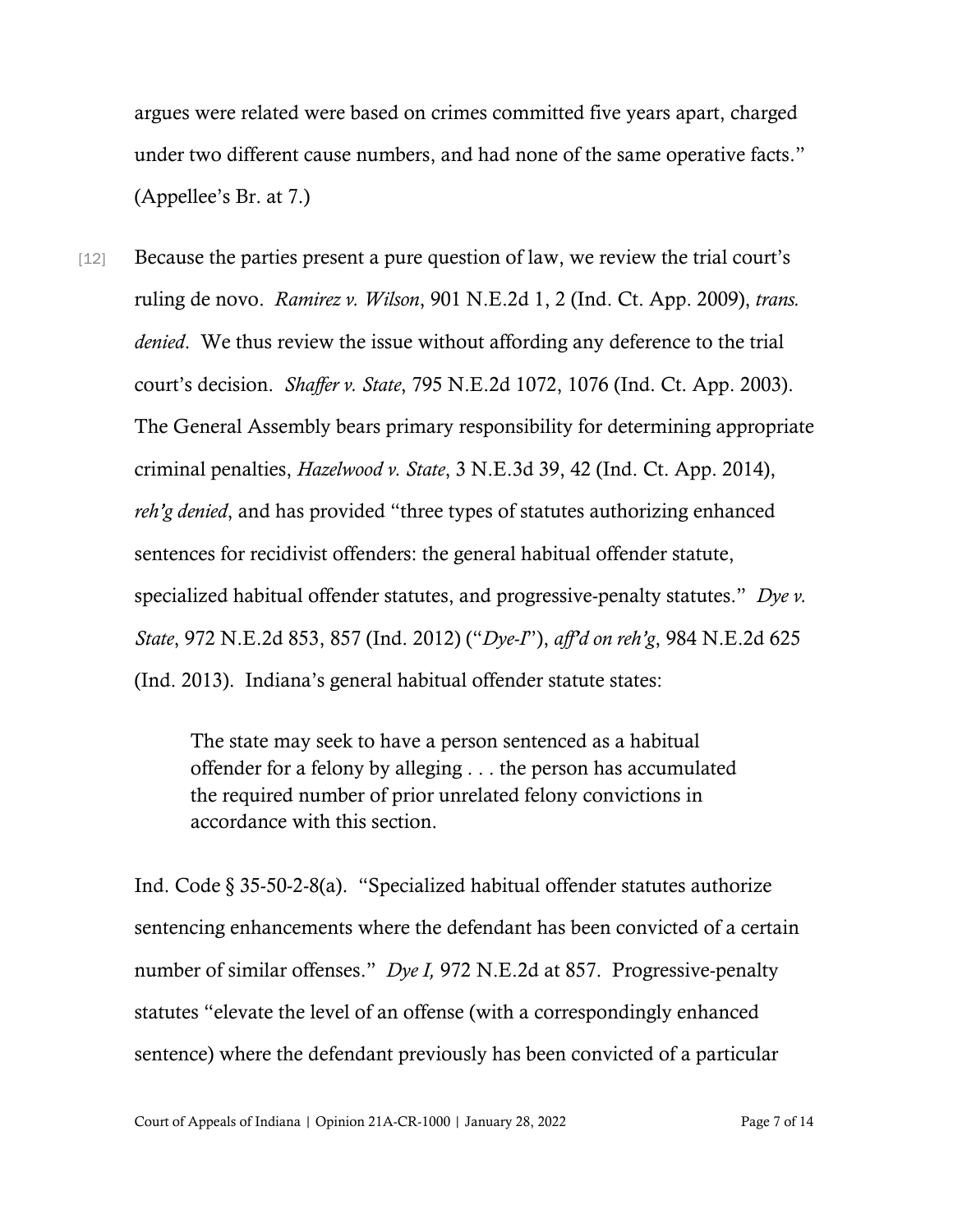argues were related were based on crimes committed five years apart, charged under two different cause numbers, and had none of the same operative facts." (Appellee's Br. at 7.)

[12] Because the parties present a pure question of law, we review the trial court's ruling de novo. *Ramirez v. Wilson*, 901 N.E.2d 1, 2 (Ind. Ct. App. 2009), *trans. denied*. We thus review the issue without affording any deference to the trial court's decision. *Shaffer v. State*, 795 N.E.2d 1072, 1076 (Ind. Ct. App. 2003). The General Assembly bears primary responsibility for determining appropriate criminal penalties, *Hazelwood v. State*, 3 N.E.3d 39, 42 (Ind. Ct. App. 2014), *reh'g denied*, and has provided "three types of statutes authorizing enhanced sentences for recidivist offenders: the general habitual offender statute, specialized habitual offender statutes, and progressive-penalty statutes." *Dye v. State*, 972 N.E.2d 853, 857 (Ind. 2012) ("*Dye-I*"), *aff'd on reh'g*, 984 N.E.2d 625 (Ind. 2013). Indiana's general habitual offender statute states:

> The state may seek to have a person sentenced as a habitual offender for a felony by alleging . . . the person has accumulated the required number of prior unrelated felony convictions in accordance with this section.

Ind. Code § 35-50-2-8(a). "Specialized habitual offender statutes authorize sentencing enhancements where the defendant has been convicted of a certain number of similar offenses." *Dye I,* 972 N.E.2d at 857. Progressive-penalty statutes "elevate the level of an offense (with a correspondingly enhanced sentence) where the defendant previously has been convicted of a particular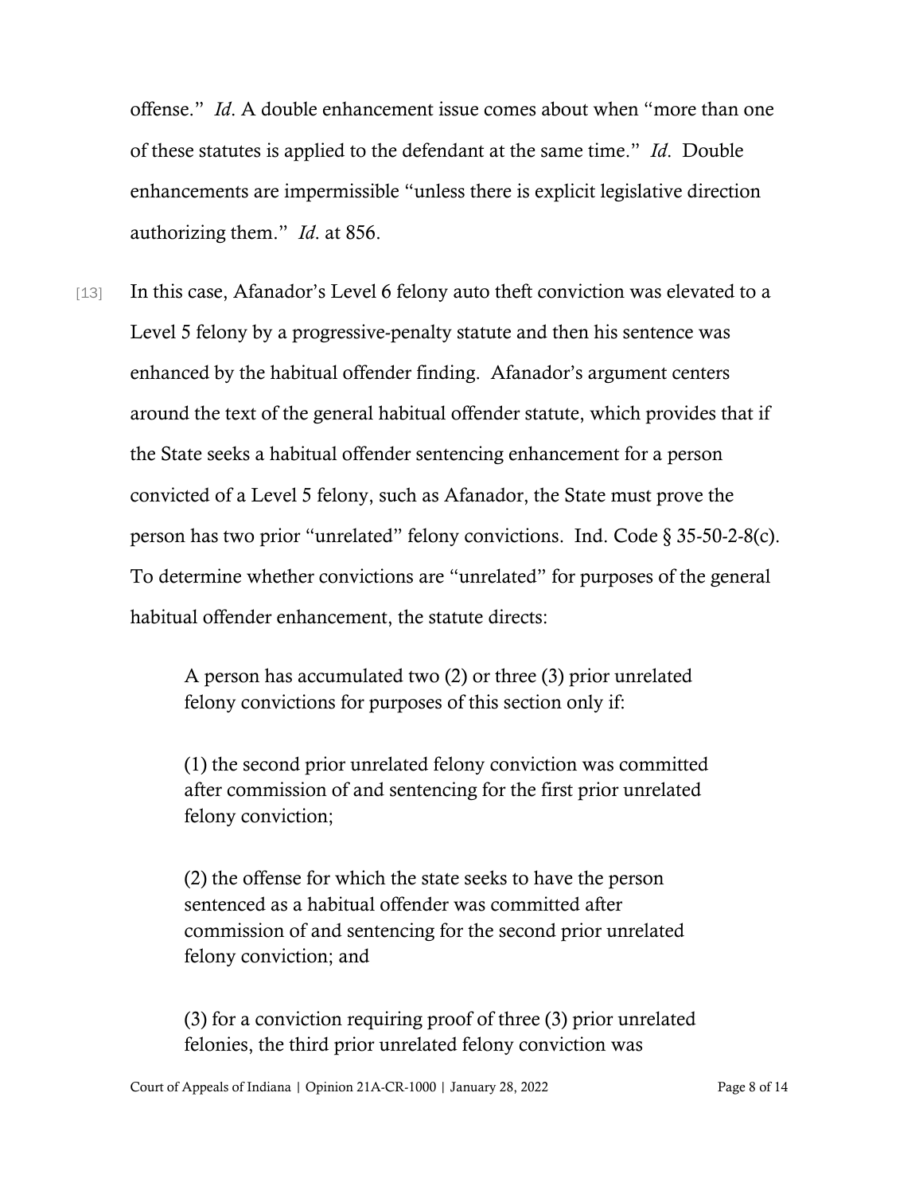offense." *Id*. A double enhancement issue comes about when "more than one of these statutes is applied to the defendant at the same time." *Id*. Double enhancements are impermissible "unless there is explicit legislative direction authorizing them." *Id*. at 856.

[13] In this case, Afanador's Level 6 felony auto theft conviction was elevated to a Level 5 felony by a progressive-penalty statute and then his sentence was enhanced by the habitual offender finding. Afanador's argument centers around the text of the general habitual offender statute, which provides that if the State seeks a habitual offender sentencing enhancement for a person convicted of a Level 5 felony, such as Afanador, the State must prove the person has two prior "unrelated" felony convictions. Ind. Code § 35-50-2-8(c). To determine whether convictions are "unrelated" for purposes of the general habitual offender enhancement, the statute directs:

> A person has accumulated two (2) or three (3) prior unrelated felony convictions for purposes of this section only if:
>
> (1) the second prior unrelated felony conviction was committed after commission of and sentencing for the first prior unrelated felony conviction;
>
> (2) the offense for which the state seeks to have the person sentenced as a habitual offender was committed after commission of and sentencing for the second prior unrelated felony conviction; and
>
> (3) for a conviction requiring proof of three (3) prior unrelated felonies, the third prior unrelated felony conviction was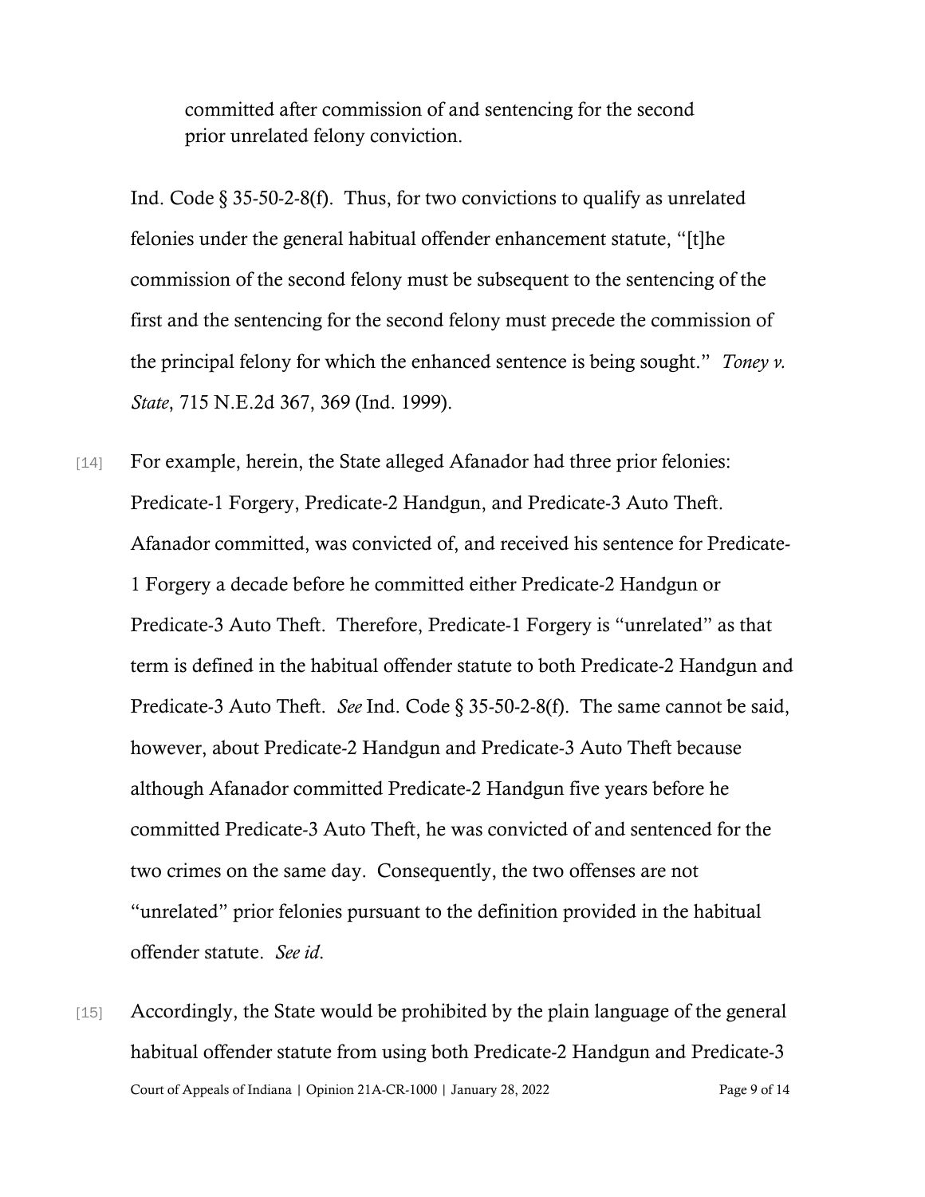> committed after commission of and sentencing for the second prior unrelated felony conviction.

Ind. Code § 35-50-2-8(f). Thus, for two convictions to qualify as unrelated felonies under the general habitual offender enhancement statute, "[t]he commission of the second felony must be subsequent to the sentencing of the first and the sentencing for the second felony must precede the commission of the principal felony for which the enhanced sentence is being sought." *Toney v. State*, 715 N.E.2d 367, 369 (Ind. 1999).

[14] For example, herein, the State alleged Afanador had three prior felonies: Predicate-1 Forgery, Predicate-2 Handgun, and Predicate-3 Auto Theft. Afanador committed, was convicted of, and received his sentence for Predicate-1 Forgery a decade before he committed either Predicate-2 Handgun or Predicate-3 Auto Theft. Therefore, Predicate-1 Forgery is "unrelated" as that term is defined in the habitual offender statute to both Predicate-2 Handgun and Predicate-3 Auto Theft. *See* Ind. Code § 35-50-2-8(f). The same cannot be said, however, about Predicate-2 Handgun and Predicate-3 Auto Theft because although Afanador committed Predicate-2 Handgun five years before he committed Predicate-3 Auto Theft, he was convicted of and sentenced for the two crimes on the same day. Consequently, the two offenses are not "unrelated" prior felonies pursuant to the definition provided in the habitual offender statute. *See id*.

[15] Accordingly, the State would be prohibited by the plain language of the general habitual offender statute from using both Predicate-2 Handgun and Predicate-3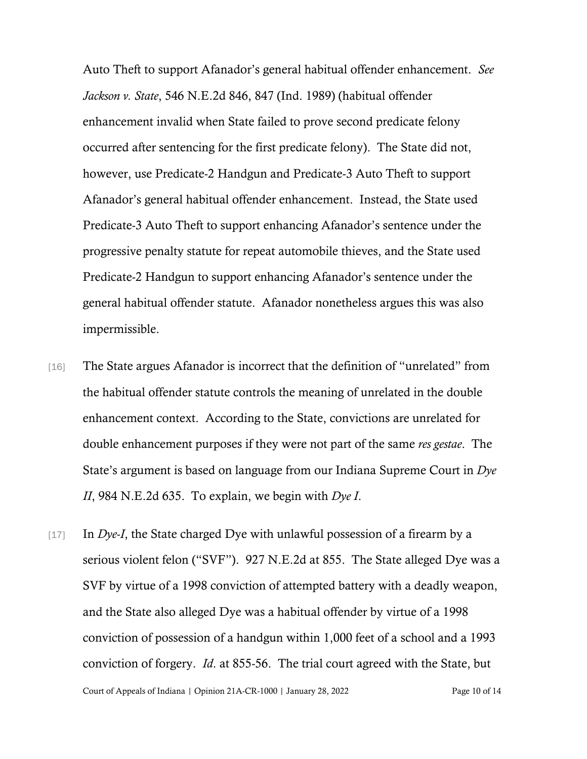Auto Theft to support Afanador's general habitual offender enhancement. *See Jackson v. State*, 546 N.E.2d 846, 847 (Ind. 1989) (habitual offender enhancement invalid when State failed to prove second predicate felony occurred after sentencing for the first predicate felony). The State did not, however, use Predicate-2 Handgun and Predicate-3 Auto Theft to support Afanador's general habitual offender enhancement. Instead, the State used Predicate-3 Auto Theft to support enhancing Afanador's sentence under the progressive penalty statute for repeat automobile thieves, and the State used Predicate-2 Handgun to support enhancing Afanador's sentence under the general habitual offender statute. Afanador nonetheless argues this was also impermissible.

[16] The State argues Afanador is incorrect that the definition of "unrelated" from the habitual offender statute controls the meaning of unrelated in the double enhancement context. According to the State, convictions are unrelated for double enhancement purposes if they were not part of the same *res gestae*. The State's argument is based on language from our Indiana Supreme Court in *Dye II*, 984 N.E.2d 635. To explain, we begin with *Dye I*.

[17] In *Dye-I*, the State charged Dye with unlawful possession of a firearm by a serious violent felon ("SVF"). 927 N.E.2d at 855. The State alleged Dye was a SVF by virtue of a 1998 conviction of attempted battery with a deadly weapon, and the State also alleged Dye was a habitual offender by virtue of a 1998 conviction of possession of a handgun within 1,000 feet of a school and a 1993 conviction of forgery. *Id*. at 855-56. The trial court agreed with the State, but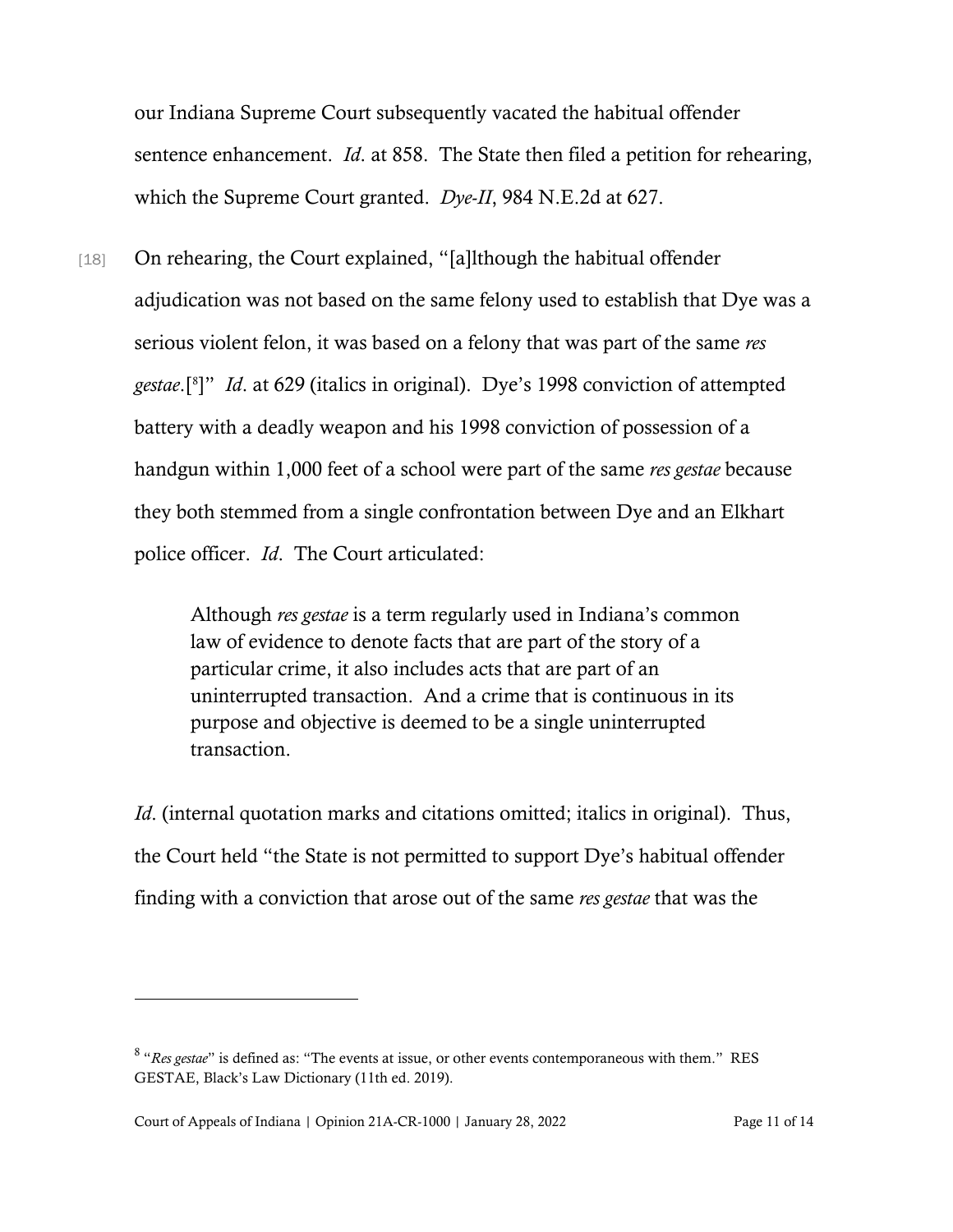our Indiana Supreme Court subsequently vacated the habitual offender sentence enhancement. *Id*. at 858. The State then filed a petition for rehearing, which the Supreme Court granted. *Dye-II*, 984 N.E.2d at 627.

[18] On rehearing, the Court explained, "[a]lthough the habitual offender adjudication was not based on the same felony used to establish that Dye was a serious violent felon, it was based on a felony that was part of the same *res gestae*.[8]" *Id*. at 629 (italics in original). Dye's 1998 conviction of attempted battery with a deadly weapon and his 1998 conviction of possession of a handgun within 1,000 feet of a school were part of the same *res gestae* because they both stemmed from a single confrontation between Dye and an Elkhart police officer. *Id*. The Court articulated:

> Although *res gestae* is a term regularly used in Indiana's common law of evidence to denote facts that are part of the story of a particular crime, it also includes acts that are part of an uninterrupted transaction. And a crime that is continuous in its purpose and objective is deemed to be a single uninterrupted transaction.

*Id*. (internal quotation marks and citations omitted; italics in original). Thus, the Court held "the State is not permitted to support Dye's habitual offender finding with a conviction that arose out of the same *res gestae* that was the

---

[8] "*Res gestae*" is defined as: "The events at issue, or other events contemporaneous with them." RES GESTAE, Black's Law Dictionary (11th ed. 2019).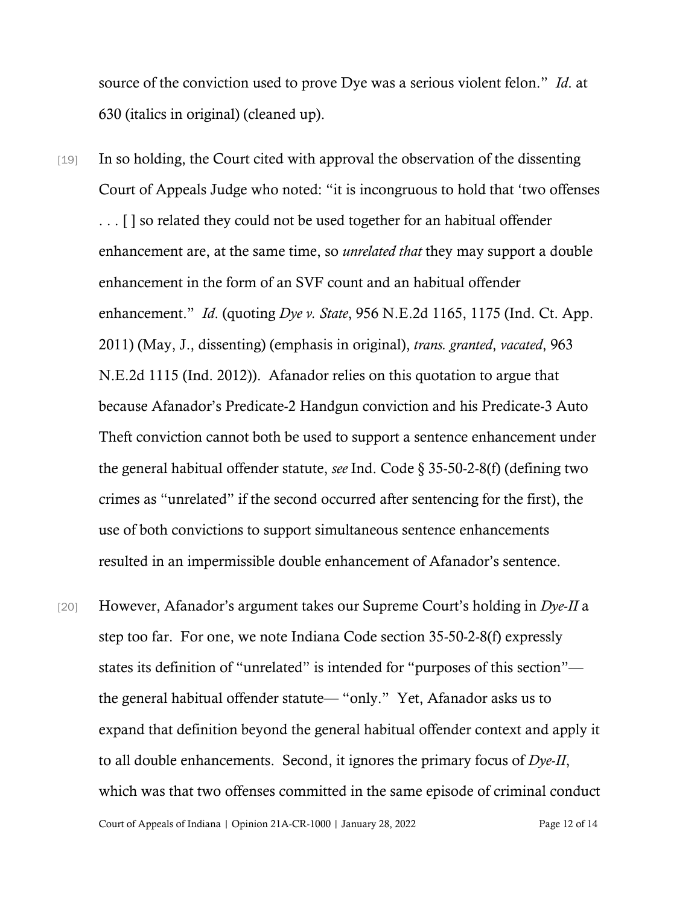source of the conviction used to prove Dye was a serious violent felon." *Id*. at 630 (italics in original) (cleaned up).

[19] In so holding, the Court cited with approval the observation of the dissenting Court of Appeals Judge who noted: "it is incongruous to hold that 'two offenses . . . [ ] so related they could not be used together for an habitual offender enhancement are, at the same time, so *unrelated that* they may support a double enhancement in the form of an SVF count and an habitual offender enhancement." *Id*. (quoting *Dye v. State*, 956 N.E.2d 1165, 1175 (Ind. Ct. App. 2011) (May, J., dissenting) (emphasis in original), *trans. granted*, *vacated*, 963 N.E.2d 1115 (Ind. 2012)). Afanador relies on this quotation to argue that because Afanador's Predicate-2 Handgun conviction and his Predicate-3 Auto Theft conviction cannot both be used to support a sentence enhancement under the general habitual offender statute, *see* Ind. Code § 35-50-2-8(f) (defining two crimes as "unrelated" if the second occurred after sentencing for the first), the use of both convictions to support simultaneous sentence enhancements resulted in an impermissible double enhancement of Afanador's sentence.

[20] However, Afanador's argument takes our Supreme Court's holding in *Dye-II* a step too far. For one, we note Indiana Code section 35-50-2-8(f) expressly states its definition of "unrelated" is intended for "purposes of this section"— the general habitual offender statute— "only." Yet, Afanador asks us to expand that definition beyond the general habitual offender context and apply it to all double enhancements. Second, it ignores the primary focus of *Dye-II*, which was that two offenses committed in the same episode of criminal conduct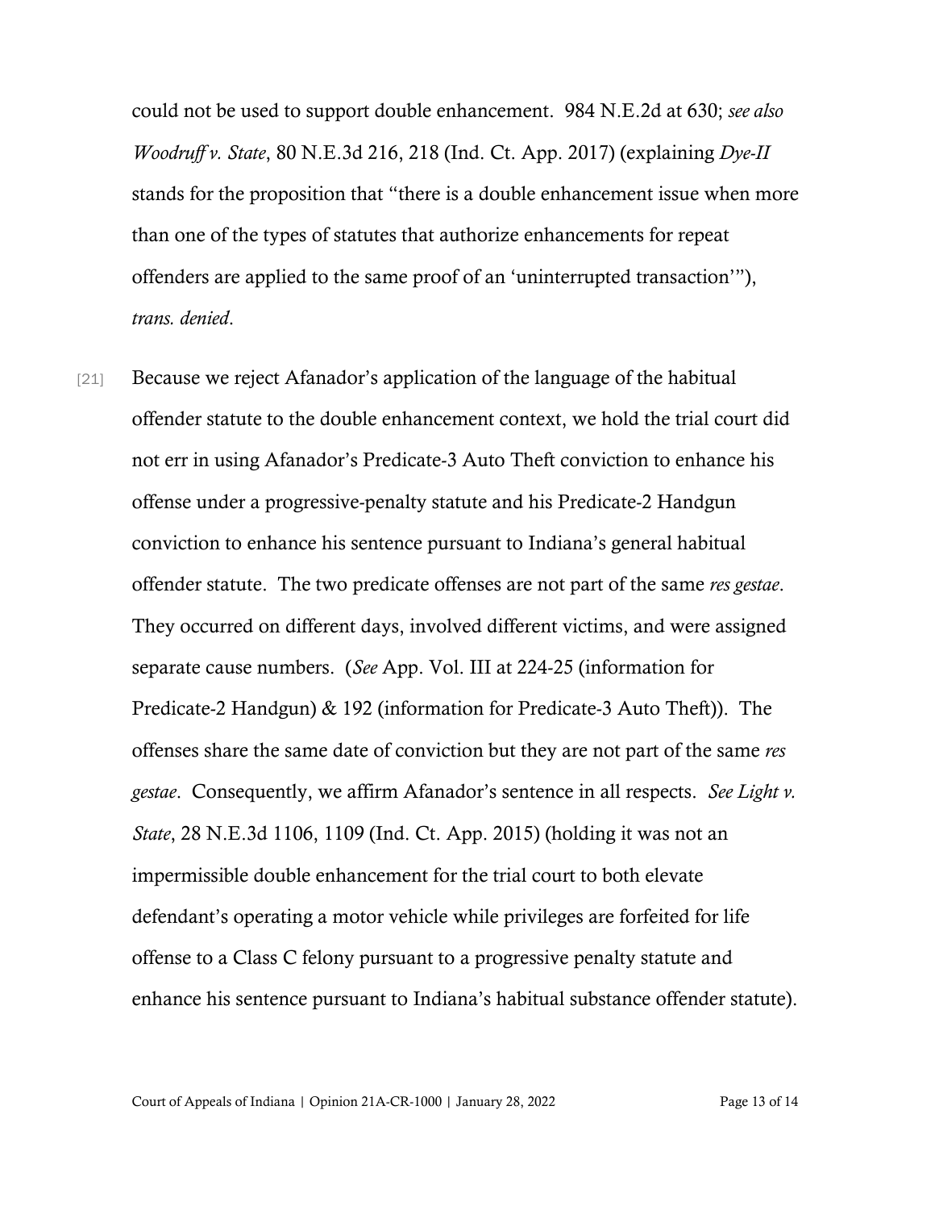could not be used to support double enhancement. 984 N.E.2d at 630; *see also Woodruff v. State*, 80 N.E.3d 216, 218 (Ind. Ct. App. 2017) (explaining *Dye-II* stands for the proposition that "there is a double enhancement issue when more than one of the types of statutes that authorize enhancements for repeat offenders are applied to the same proof of an 'uninterrupted transaction'"), *trans. denied*.

[21] Because we reject Afanador's application of the language of the habitual offender statute to the double enhancement context, we hold the trial court did not err in using Afanador's Predicate-3 Auto Theft conviction to enhance his offense under a progressive-penalty statute and his Predicate-2 Handgun conviction to enhance his sentence pursuant to Indiana's general habitual offender statute. The two predicate offenses are not part of the same *res gestae*. They occurred on different days, involved different victims, and were assigned separate cause numbers. (*See* App. Vol. III at 224-25 (information for Predicate-2 Handgun) & 192 (information for Predicate-3 Auto Theft)). The offenses share the same date of conviction but they are not part of the same *res gestae*. Consequently, we affirm Afanador's sentence in all respects. *See Light v. State*, 28 N.E.3d 1106, 1109 (Ind. Ct. App. 2015) (holding it was not an impermissible double enhancement for the trial court to both elevate defendant's operating a motor vehicle while privileges are forfeited for life offense to a Class C felony pursuant to a progressive penalty statute and enhance his sentence pursuant to Indiana's habitual substance offender statute).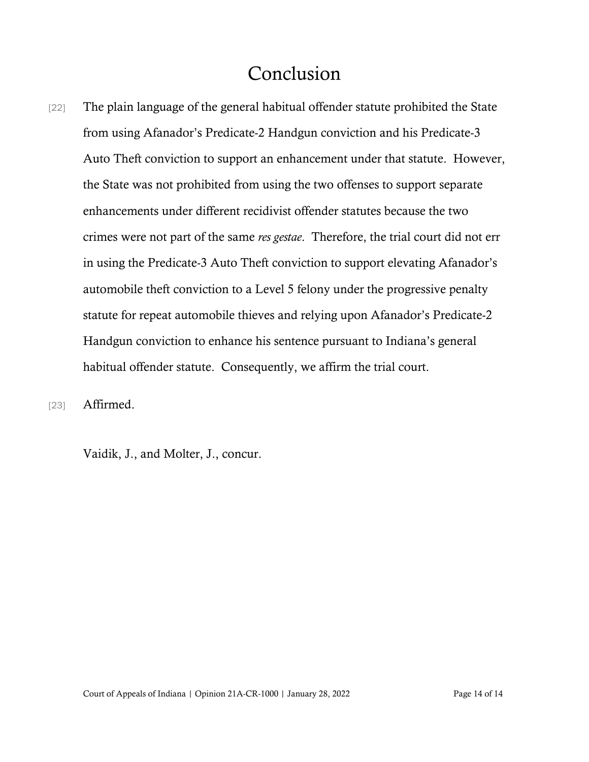# Conclusion

[22] The plain language of the general habitual offender statute prohibited the State from using Afanador's Predicate-2 Handgun conviction and his Predicate-3 Auto Theft conviction to support an enhancement under that statute. However, the State was not prohibited from using the two offenses to support separate enhancements under different recidivist offender statutes because the two crimes were not part of the same *res gestae*. Therefore, the trial court did not err in using the Predicate-3 Auto Theft conviction to support elevating Afanador's automobile theft conviction to a Level 5 felony under the progressive penalty statute for repeat automobile thieves and relying upon Afanador's Predicate-2 Handgun conviction to enhance his sentence pursuant to Indiana's general habitual offender statute. Consequently, we affirm the trial court.

[23] Affirmed.

Vaidik, J., and Molter, J., concur.